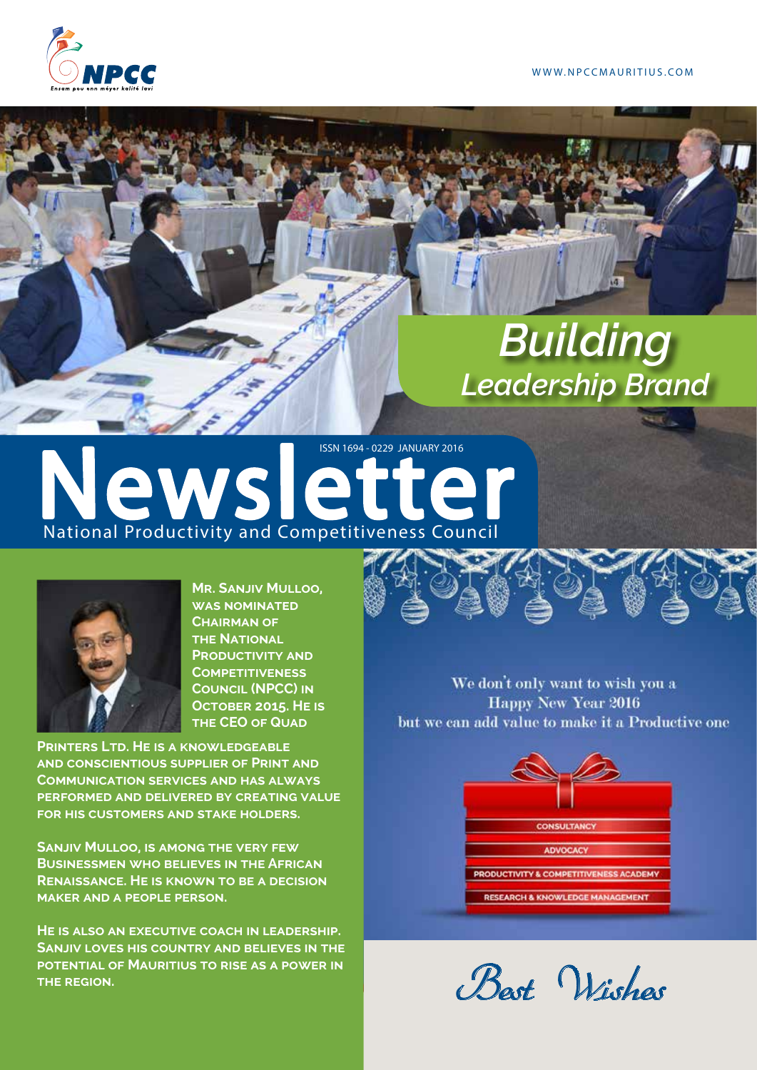NPCC

Ensam pou enn méyer kalité lavi

WWW.NPCCMAURITIUS.COM

# Building Leadership Brand

ISSN 1694 - 0229 JANUARY 2016

# Newsletter

## National Productivity and Competitiveness Council

**Mr. Sanjiv Mulloo, was nominated Chairman of the National Productivity and Competitiveness Council (NPCC) in October 2015. He is the CEO of Quad Printers Ltd. He is a knowledgeable and conscientious supplier of Print and Communication services and has always performed and delivered by creating value for his customers and stake holders.**

**Sanjiv Mulloo, is among the very few Businessmen who believes in the African Renaissance. He is known to be a decision maker and a people person.**

**He is also an executive coach in leadership. Sanjiv loves his country and believes in the potential of Mauritius to rise as a power in the region.**

We don't only want to wish you a Happy New Year 2016 but we can add value to make it a Productive one

- CONSULTANCY
- ADVOCACY
- PRODUCTIVITY & COMPETITIVENESS ACADEMY
- RESEARCH & KNOWLEDGE MANAGEMENT

*Best Wishes*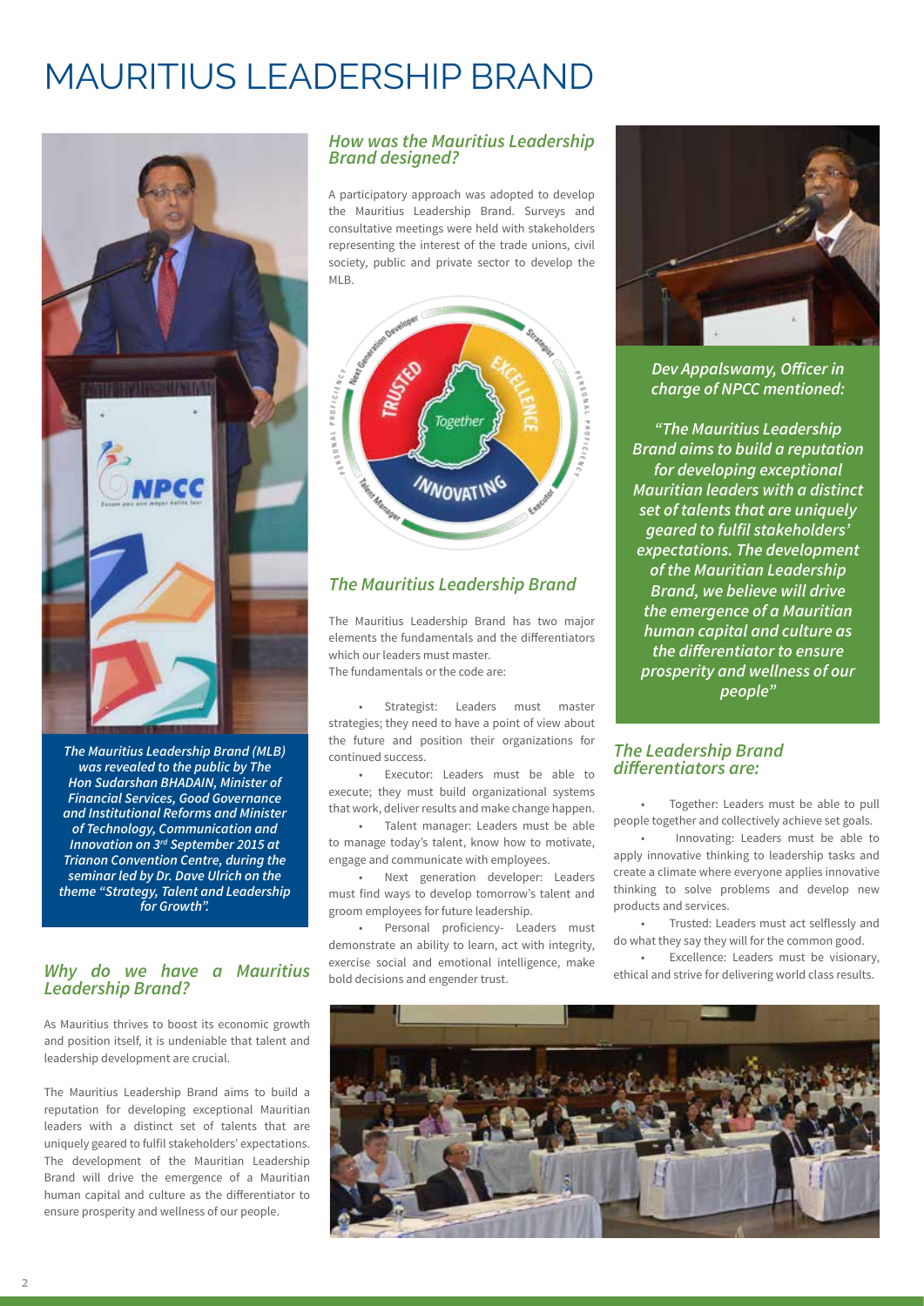# MAURITIUS LEADERSHIP BRAND

*The Mauritius Leadership Brand (MLB) was revealed to the public by The Hon Sudarshan BHADAIN, Minister of Financial Services, Good Governance and Institutional Reforms and Minister of Technology, Communication and Innovation on 3rd September 2015 at Trianon Convention Centre, during the seminar led by Dr. Dave Ulrich on the theme "Strategy, Talent and Leadership for Growth".*

## Why do we have a Mauritius Leadership Brand?

As Mauritius thrives to boost its economic growth and position itself, it is undeniable that talent and leadership development are crucial.

The Mauritius Leadership Brand aims to build a reputation for developing exceptional Mauritian leaders with a distinct set of talents that are uniquely geared to fulfil stakeholders' expectations. The development of the Mauritian Leadership Brand will drive the emergence of a Mauritian human capital and culture as the differentiator to ensure prosperity and wellness of our people.

## How was the Mauritius Leadership Brand designed?

A participatory approach was adopted to develop the Mauritius Leadership Brand. Surveys and consultative meetings were held with stakeholders representing the interest of the trade unions, civil society, public and private sector to develop the MLB.

## The Mauritius Leadership Brand

The Mauritius Leadership Brand has two major elements the fundamentals and the differentiators which our leaders must master.

The fundamentals or the code are:

- Strategist: Leaders must master strategies; they need to have a point of view about the future and position their organizations for continued success.
- Executor: Leaders must be able to execute; they must build organizational systems that work, deliver results and make change happen.
- Talent manager: Leaders must be able to manage today's talent, know how to motivate, engage and communicate with employees.
- Next generation developer: Leaders must find ways to develop tomorrow's talent and groom employees for future leadership.
- Personal proficiency- Leaders must demonstrate an ability to learn, act with integrity, exercise social and emotional intelligence, make bold decisions and engender trust.

***Dev Appalswamy, Officer in charge of NPCC mentioned:***

***"The Mauritius Leadership Brand aims to build a reputation for developing exceptional Mauritian leaders with a distinct set of talents that are uniquely geared to fulfil stakeholders' expectations. The development of the Mauritian Leadership Brand, we believe will drive the emergence of a Mauritian human capital and culture as the differentiator to ensure prosperity and wellness of our people"***

## The Leadership Brand differentiators are:

- Together: Leaders must be able to pull people together and collectively achieve set goals.
- Innovating: Leaders must be able to apply innovative thinking to leadership tasks and create a climate where everyone applies innovative thinking to solve problems and develop new products and services.
- Trusted: Leaders must act selflessly and do what they say they will for the common good.
- Excellence: Leaders must be visionary, ethical and strive for delivering world class results.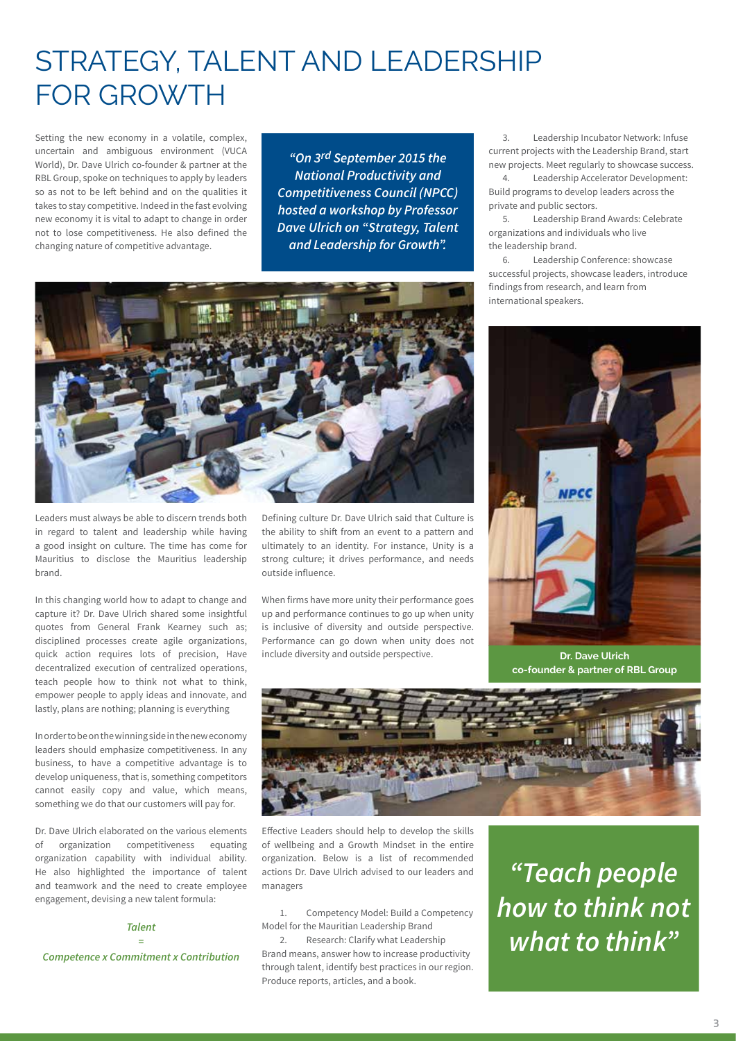# STRATEGY, TALENT AND LEADERSHIP FOR GROWTH

Setting the new economy in a volatile, complex, uncertain and ambiguous environment (VUCA World), Dr. Dave Ulrich co-founder & partner at the RBL Group, spoke on techniques to apply by leaders so as not to be left behind and on the qualities it takes to stay competitive. Indeed in the fast evolving new economy it is vital to adapt to change in order not to lose competitiveness. He also defined the changing nature of competitive advantage.

***"On 3rd September 2015 the National Productivity and Competitiveness Council (NPCC) hosted a workshop by Professor Dave Ulrich on "Strategy, Talent and Leadership for Growth".***

Leaders must always be able to discern trends both in regard to talent and leadership while having a good insight on culture. The time has come for Mauritius to disclose the Mauritius leadership brand.

In this changing world how to adapt to change and capture it? Dr. Dave Ulrich shared some insightful quotes from General Frank Kearney such as; disciplined processes create agile organizations, quick action requires lots of precision, Have decentralized execution of centralized operations, teach people how to think not what to think, empower people to apply ideas and innovate, and lastly, plans are nothing; planning is everything

In order to be on the winning side in the new economy leaders should emphasize competitiveness. In any business, to have a competitive advantage is to develop uniqueness, that is, something competitors cannot easily copy and value, which means, something we do that our customers will pay for.

Dr. Dave Ulrich elaborated on the various elements of organization competitiveness equating organization capability with individual ability. He also highlighted the importance of talent and teamwork and the need to create employee engagement, devising a new talent formula:

***Talent***
***=***
***Competence x Commitment x Contribution***

Defining culture Dr. Dave Ulrich said that Culture is the ability to shift from an event to a pattern and ultimately to an identity. For instance, Unity is a strong culture; it drives performance, and needs outside influence.

When firms have more unity their performance goes up and performance continues to go up when unity is inclusive of diversity and outside perspective. Performance can go down when unity does not include diversity and outside perspective.

Effective Leaders should help to develop the skills of wellbeing and a Growth Mindset in the entire organization. Below is a list of recommended actions Dr. Dave Ulrich advised to our leaders and managers

1. Competency Model: Build a Competency Model for the Mauritian Leadership Brand
2. Research: Clarify what Leadership Brand means, answer how to increase productivity through talent, identify best practices in our region. Produce reports, articles, and a book.
3. Leadership Incubator Network: Infuse current projects with the Leadership Brand, start new projects. Meet regularly to showcase success.
4. Leadership Accelerator Development: Build programs to develop leaders across the private and public sectors.
5. Leadership Brand Awards: Celebrate organizations and individuals who live the leadership brand.
6. Leadership Conference: showcase successful projects, showcase leaders, introduce findings from research, and learn from international speakers.

**Dr. Dave Ulrich**
**co-founder & partner of RBL Group**

***"Teach people how to think not what to think"***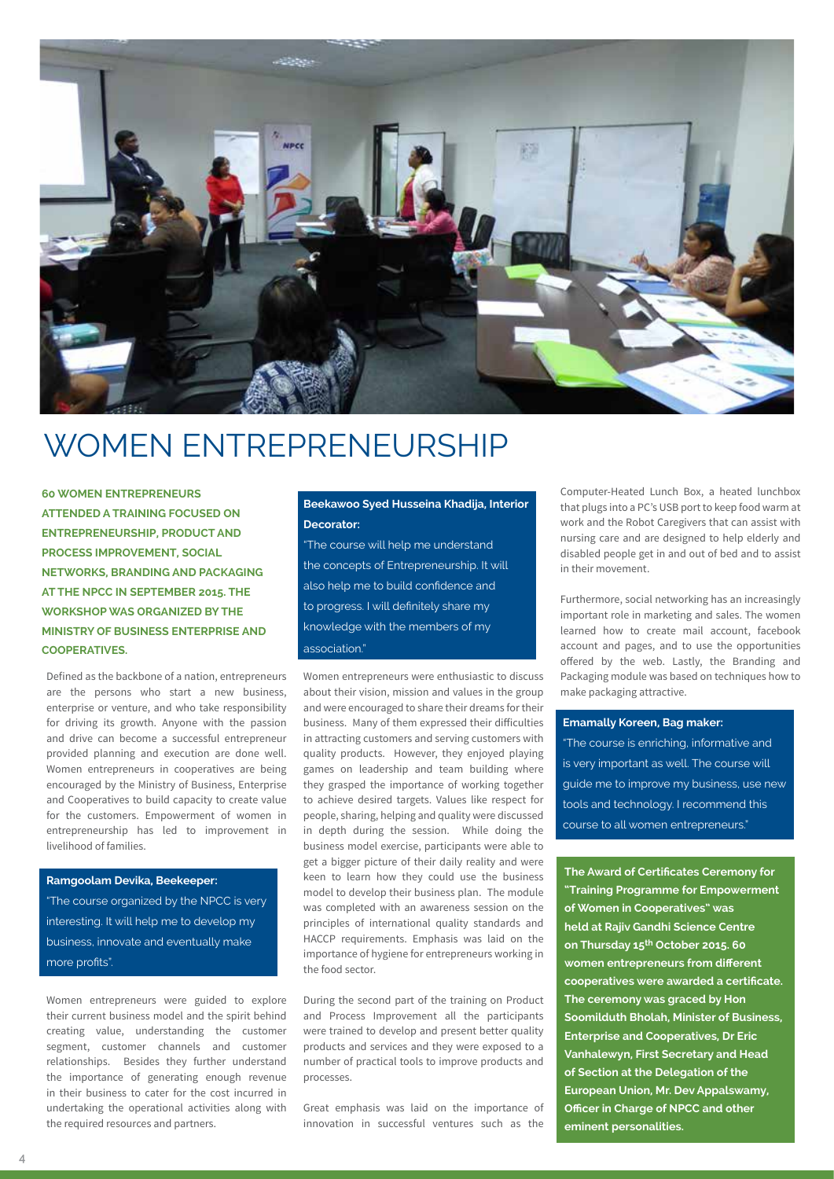# WOMEN ENTREPRENEURSHIP

**60 WOMEN ENTREPRENEURS ATTENDED A TRAINING FOCUSED ON ENTREPRENEURSHIP, PRODUCT AND PROCESS IMPROVEMENT, SOCIAL NETWORKS, BRANDING AND PACKAGING AT THE NPCC IN SEPTEMBER 2015. THE WORKSHOP WAS ORGANIZED BY THE MINISTRY OF BUSINESS ENTERPRISE AND COOPERATIVES.**

Defined as the backbone of a nation, entrepreneurs are the persons who start a new business, enterprise or venture, and who take responsibility for driving its growth. Anyone with the passion and drive can become a successful entrepreneur provided planning and execution are done well. Women entrepreneurs in cooperatives are being encouraged by the Ministry of Business, Enterprise and Cooperatives to build capacity to create value for the customers. Empowerment of women in entrepreneurship has led to improvement in livelihood of families.

**Ramgoolam Devika, Beekeeper:**

"The course organized by the NPCC is very interesting. It will help me to develop my business, innovate and eventually make more profits".

Women entrepreneurs were guided to explore their current business model and the spirit behind creating value, understanding the customer segment, customer channels and customer relationships. Besides they further understand the importance of generating enough revenue in their business to cater for the cost incurred in undertaking the operational activities along with the required resources and partners.

**Beekawoo Syed Husseina Khadija, Interior Decorator:**

"The course will help me understand the concepts of Entrepreneurship. It will also help me to build confidence and to progress. I will definitely share my knowledge with the members of my association."

Women entrepreneurs were enthusiastic to discuss about their vision, mission and values in the group and were encouraged to share their dreams for their business. Many of them expressed their difficulties in attracting customers and serving customers with quality products. However, they enjoyed playing games on leadership and team building where they grasped the importance of working together to achieve desired targets. Values like respect for people, sharing, helping and quality were discussed in depth during the session. While doing the business model exercise, participants were able to get a bigger picture of their daily reality and were keen to learn how they could use the business model to develop their business plan. The module was completed with an awareness session on the principles of international quality standards and HACCP requirements. Emphasis was laid on the importance of hygiene for entrepreneurs working in the food sector.

During the second part of the training on Product and Process Improvement all the participants were trained to develop and present better quality products and services and they were exposed to a number of practical tools to improve products and processes.

Great emphasis was laid on the importance of innovation in successful ventures such as the Computer-Heated Lunch Box, a heated lunchbox that plugs into a PC's USB port to keep food warm at work and the Robot Caregivers that can assist with nursing care and are designed to help elderly and disabled people get in and out of bed and to assist in their movement.

Furthermore, social networking has an increasingly important role in marketing and sales. The women learned how to create mail account, facebook account and pages, and to use the opportunities offered by the web. Lastly, the Branding and Packaging module was based on techniques how to make packaging attractive.

**Emamally Koreen, Bag maker:**

"The course is enriching, informative and is very important as well. The course will guide me to improve my business, use new tools and technology. I recommend this course to all women entrepreneurs."

**The Award of Certificates Ceremony for "Training Programme for Empowerment of Women in Cooperatives" was held at Rajiv Gandhi Science Centre on Thursday 15th October 2015. 60 women entrepreneurs from different cooperatives were awarded a certificate. The ceremony was graced by Hon Soomilduth Bholah, Minister of Business, Enterprise and Cooperatives, Dr Eric Vanhalewyn, First Secretary and Head of Section at the Delegation of the European Union, Mr. Dev Appalswamy, Officer in Charge of NPCC and other eminent personalities.**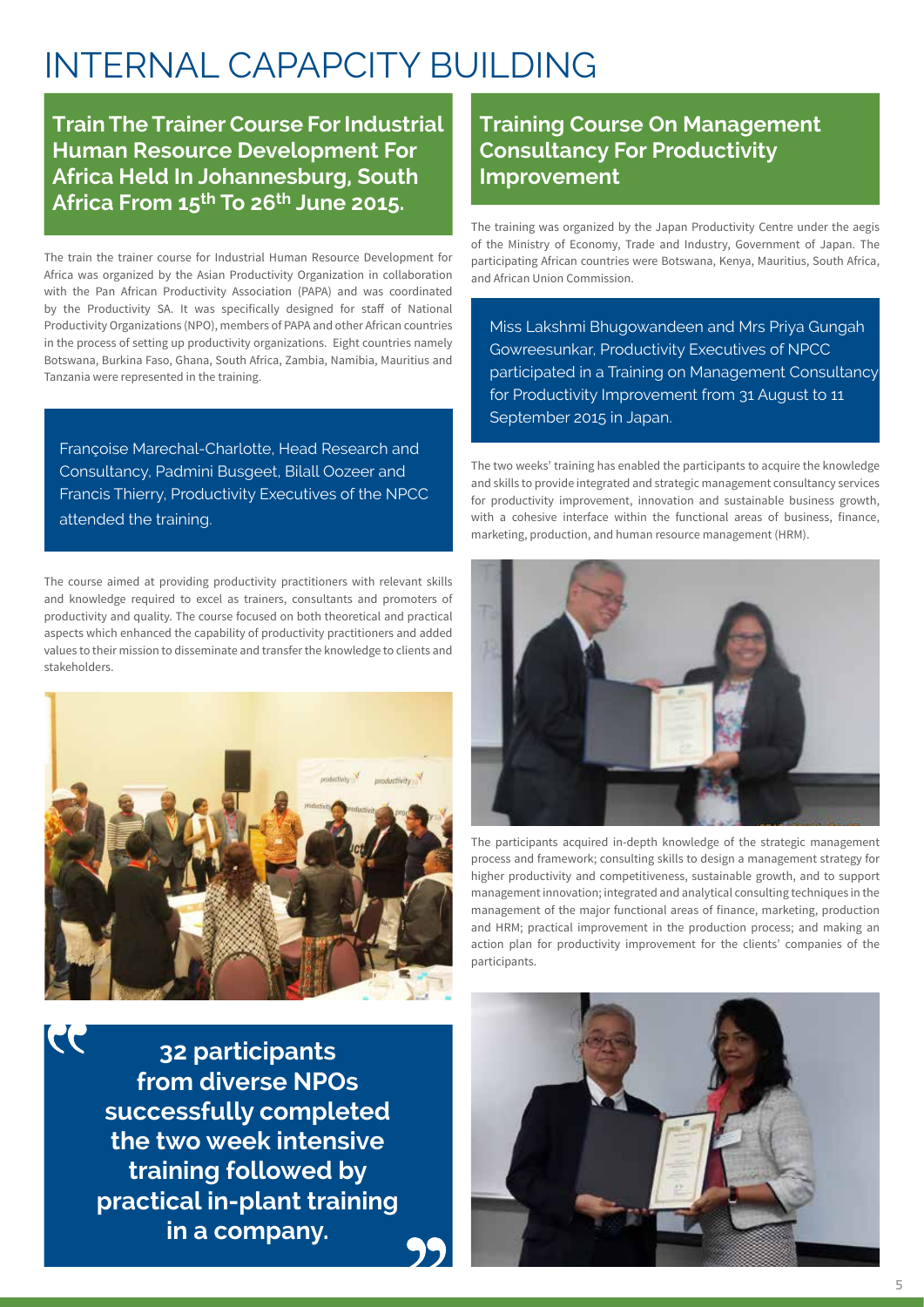# INTERNAL CAPAPCITY BUILDING

## Train The Trainer Course For Industrial Human Resource Development For Africa Held In Johannesburg, South Africa From 15th To 26th June 2015.

The train the trainer course for Industrial Human Resource Development for Africa was organized by the Asian Productivity Organization in collaboration with the Pan African Productivity Association (PAPA) and was coordinated by the Productivity SA. It was specifically designed for staff of National Productivity Organizations (NPO), members of PAPA and other African countries in the process of setting up productivity organizations. Eight countries namely Botswana, Burkina Faso, Ghana, South Africa, Zambia, Namibia, Mauritius and Tanzania were represented in the training.

Françoise Marechal-Charlotte, Head Research and Consultancy, Padmini Busgeet, Bilall Oozeer and Francis Thierry, Productivity Executives of the NPCC attended the training.

The course aimed at providing productivity practitioners with relevant skills and knowledge required to excel as trainers, consultants and promoters of productivity and quality. The course focused on both theoretical and practical aspects which enhanced the capability of productivity practitioners and added values to their mission to disseminate and transfer the knowledge to clients and stakeholders.

> **32 participants from diverse NPOs successfully completed the two week intensive training followed by practical in-plant training in a company.**

## Training Course On Management Consultancy For Productivity Improvement

The training was organized by the Japan Productivity Centre under the aegis of the Ministry of Economy, Trade and Industry, Government of Japan. The participating African countries were Botswana, Kenya, Mauritius, South Africa, and African Union Commission.

Miss Lakshmi Bhugowandeen and Mrs Priya Gungah Gowreesunkar, Productivity Executives of NPCC participated in a Training on Management Consultancy for Productivity Improvement from 31 August to 11 September 2015 in Japan.

The two weeks' training has enabled the participants to acquire the knowledge and skills to provide integrated and strategic management consultancy services for productivity improvement, innovation and sustainable business growth, with a cohesive interface within the functional areas of business, finance, marketing, production, and human resource management (HRM).

The participants acquired in-depth knowledge of the strategic management process and framework; consulting skills to design a management strategy for higher productivity and competitiveness, sustainable growth, and to support management innovation; integrated and analytical consulting techniques in the management of the major functional areas of finance, marketing, production and HRM; practical improvement in the production process; and making an action plan for productivity improvement for the clients' companies of the participants.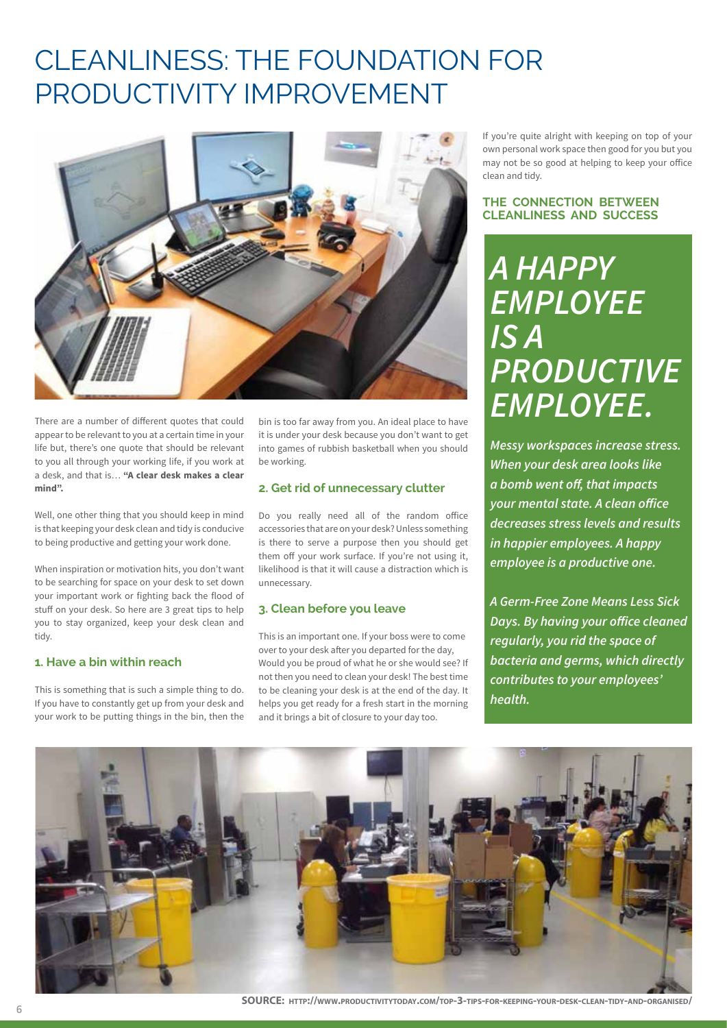# CLEANLINESS: THE FOUNDATION FOR PRODUCTIVITY IMPROVEMENT

There are a number of different quotes that could appear to be relevant to you at a certain time in your life but, there's one quote that should be relevant to you all through your working life, if you work at a desk, and that is… **"A clear desk makes a clear mind".**

Well, one other thing that you should keep in mind is that keeping your desk clean and tidy is conducive to being productive and getting your work done.

When inspiration or motivation hits, you don't want to be searching for space on your desk to set down your important work or fighting back the flood of stuff on your desk. So here are 3 great tips to help you to stay organized, keep your desk clean and tidy.

### 1. Have a bin within reach

This is something that is such a simple thing to do. If you have to constantly get up from your desk and your work to be putting things in the bin, then the bin is too far away from you. An ideal place to have it is under your desk because you don't want to get into games of rubbish basketball when you should be working.

### 2. Get rid of unnecessary clutter

Do you really need all of the random office accessories that are on your desk? Unless something is there to serve a purpose then you should get them off your work surface. If you're not using it, likelihood is that it will cause a distraction which is unnecessary.

### 3. Clean before you leave

This is an important one. If your boss were to come over to your desk after you departed for the day, Would you be proud of what he or she would see? If not then you need to clean your desk! The best time to be cleaning your desk is at the end of the day. It helps you get ready for a fresh start in the morning and it brings a bit of closure to your day too.

If you're quite alright with keeping on top of your own personal work space then good for you but you may not be so good at helping to keep your office clean and tidy.

### THE CONNECTION BETWEEN CLEANLINESS AND SUCCESS

***A HAPPY EMPLOYEE IS A PRODUCTIVE EMPLOYEE.***

*Messy workspaces increase stress. When your desk area looks like a bomb went off, that impacts your mental state. A clean office decreases stress levels and results in happier employees. A happy employee is a productive one.*

*A Germ-Free Zone Means Less Sick Days. By having your office cleaned regularly, you rid the space of bacteria and germs, which directly contributes to your employees' health.*

**SOURCE:** HTTP://WWW.PRODUCTIVITYTODAY.COM/TOP-3-TIPS-FOR-KEEPING-YOUR-DESK-CLEAN-TIDY-AND-ORGANISED/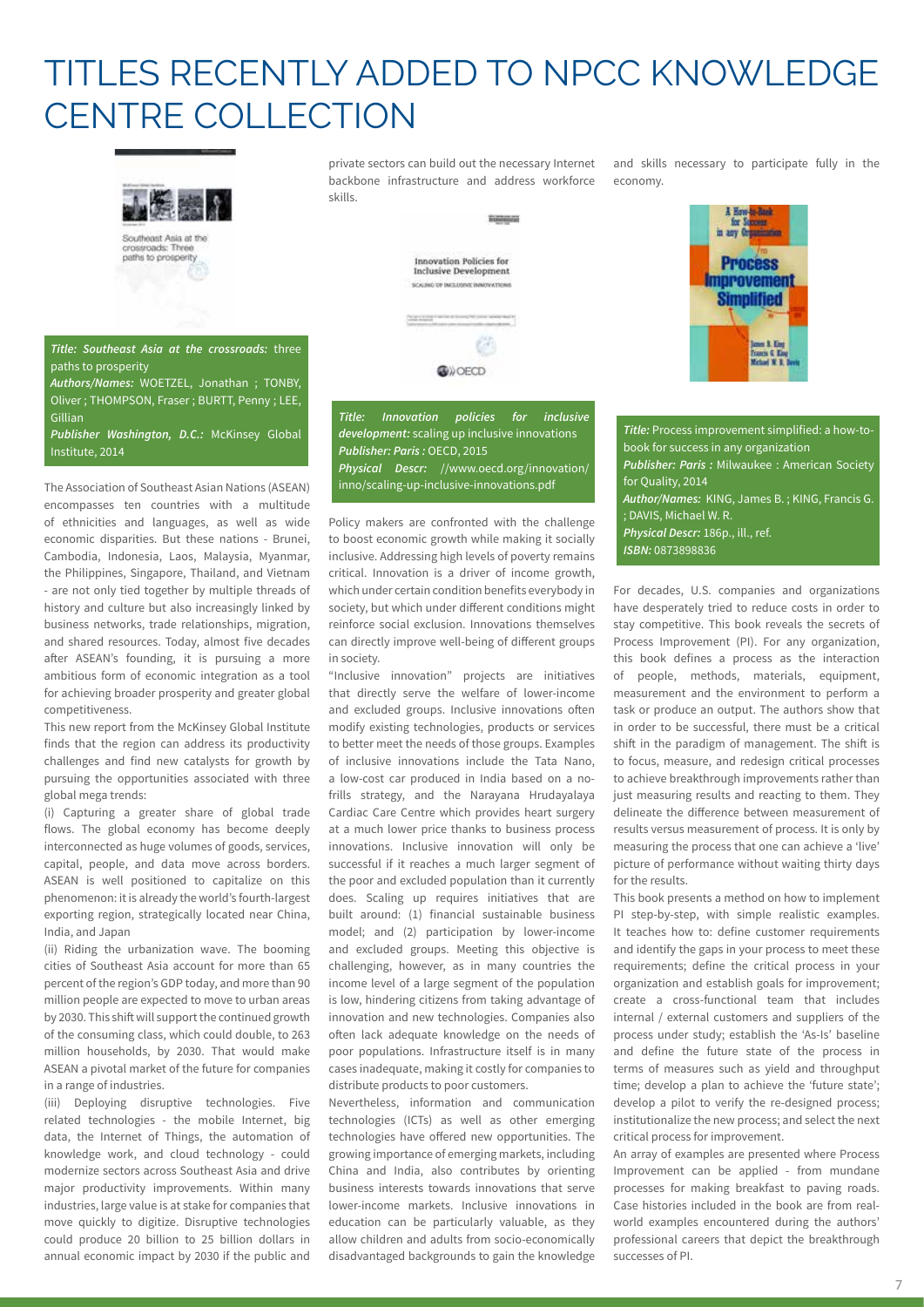# TITLES RECENTLY ADDED TO NPCC KNOWLEDGE CENTRE COLLECTION

***Title: Southeast Asia at the crossroads:*** three paths to prosperity
***Authors/Names:*** WOETZEL, Jonathan ; TONBY, Oliver ; THOMPSON, Fraser ; BURTT, Penny ; LEE, Gillian
***Publisher Washington, D.C.:*** McKinsey Global Institute, 2014

The Association of Southeast Asian Nations (ASEAN) encompasses ten countries with a multitude of ethnicities and languages, as well as wide economic disparities. But these nations - Brunei, Cambodia, Indonesia, Laos, Malaysia, Myanmar, the Philippines, Singapore, Thailand, and Vietnam - are not only tied together by multiple threads of history and culture but also increasingly linked by business networks, trade relationships, migration, and shared resources. Today, almost five decades after ASEAN's founding, it is pursuing a more ambitious form of economic integration as a tool for achieving broader prosperity and greater global competitiveness.

This new report from the McKinsey Global Institute finds that the region can address its productivity challenges and find new catalysts for growth by pursuing the opportunities associated with three global mega trends:

(i) Capturing a greater share of global trade flows. The global economy has become deeply interconnected as huge volumes of goods, services, capital, people, and data move across borders. ASEAN is well positioned to capitalize on this phenomenon: it is already the world's fourth-largest exporting region, strategically located near China, India, and Japan

(ii) Riding the urbanization wave. The booming cities of Southeast Asia account for more than 65 percent of the region's GDP today, and more than 90 million people are expected to move to urban areas by 2030. This shift will support the continued growth of the consuming class, which could double, to 263 million households, by 2030. That would make ASEAN a pivotal market of the future for companies in a range of industries.

(iii) Deploying disruptive technologies. Five related technologies - the mobile Internet, big data, the Internet of Things, the automation of knowledge work, and cloud technology - could modernize sectors across Southeast Asia and drive major productivity improvements. Within many industries, large value is at stake for companies that move quickly to digitize. Disruptive technologies could produce 20 billion to 25 billion dollars in annual economic impact by 2030 if the public and private sectors can build out the necessary Internet backbone infrastructure and address workforce skills.

***Title: Innovation policies for inclusive development:*** scaling up inclusive innovations
***Publisher: Paris :*** OECD, 2015
***Physical Descr:*** //www.oecd.org/innovation/inno/scaling-up-inclusive-innovations.pdf

Policy makers are confronted with the challenge to boost economic growth while making it socially inclusive. Addressing high levels of poverty remains critical. Innovation is a driver of income growth, which under certain condition benefits everybody in society, but which under different conditions might reinforce social exclusion. Innovations themselves can directly improve well-being of different groups in society.

"Inclusive innovation" projects are initiatives that directly serve the welfare of lower-income and excluded groups. Inclusive innovations often modify existing technologies, products or services to better meet the needs of those groups. Examples of inclusive innovations include the Tata Nano, a low-cost car produced in India based on a no-frills strategy, and the Narayana Hrudayalaya Cardiac Care Centre which provides heart surgery at a much lower price thanks to business process innovations. Inclusive innovation will only be successful if it reaches a much larger segment of the poor and excluded population than it currently does. Scaling up requires initiatives that are built around: (1) financial sustainable business model; and (2) participation by lower-income and excluded groups. Meeting this objective is challenging, however, as in many countries the income level of a large segment of the population is low, hindering citizens from taking advantage of innovation and new technologies. Companies also often lack adequate knowledge on the needs of poor populations. Infrastructure itself is in many cases inadequate, making it costly for companies to distribute products to poor customers.

Nevertheless, information and communication technologies (ICTs) as well as other emerging technologies have offered new opportunities. The growing importance of emerging markets, including China and India, also contributes by orienting business interests towards innovations that serve lower-income markets. Inclusive innovations in education can be particularly valuable, as they allow children and adults from socio-economically disadvantaged backgrounds to gain the knowledge and skills necessary to participate fully in the economy.

***Title:*** Process improvement simplified: a how-to-book for success in any organization
***Publisher: Paris :*** Milwaukee : American Society for Quality, 2014
***Author/Names:*** KING, James B. ; KING, Francis G. ; DAVIS, Michael W. R.
***Physical Descr:*** 186p., ill., ref.
***ISBN:*** 0873898836

For decades, U.S. companies and organizations have desperately tried to reduce costs in order to stay competitive. This book reveals the secrets of Process Improvement (PI). For any organization, this book defines a process as the interaction of people, methods, materials, equipment, measurement and the environment to perform a task or produce an output. The authors show that in order to be successful, there must be a critical shift in the paradigm of management. The shift is to focus, measure, and redesign critical processes to achieve breakthrough improvements rather than just measuring results and reacting to them. They delineate the difference between measurement of results versus measurement of process. It is only by measuring the process that one can achieve a 'live' picture of performance without waiting thirty days for the results.

This book presents a method on how to implement PI step-by-step, with simple realistic examples. It teaches how to: define customer requirements and identify the gaps in your process to meet these requirements; define the critical process in your organization and establish goals for improvement; create a cross-functional team that includes internal / external customers and suppliers of the process under study; establish the 'As-Is' baseline and define the future state of the process in terms of measures such as yield and throughput time; develop a plan to achieve the 'future state'; develop a pilot to verify the re-designed process; institutionalize the new process; and select the next critical process for improvement.

An array of examples are presented where Process Improvement can be applied - from mundane processes for making breakfast to paving roads. Case histories included in the book are from real-world examples encountered during the authors' professional careers that depict the breakthrough successes of PI.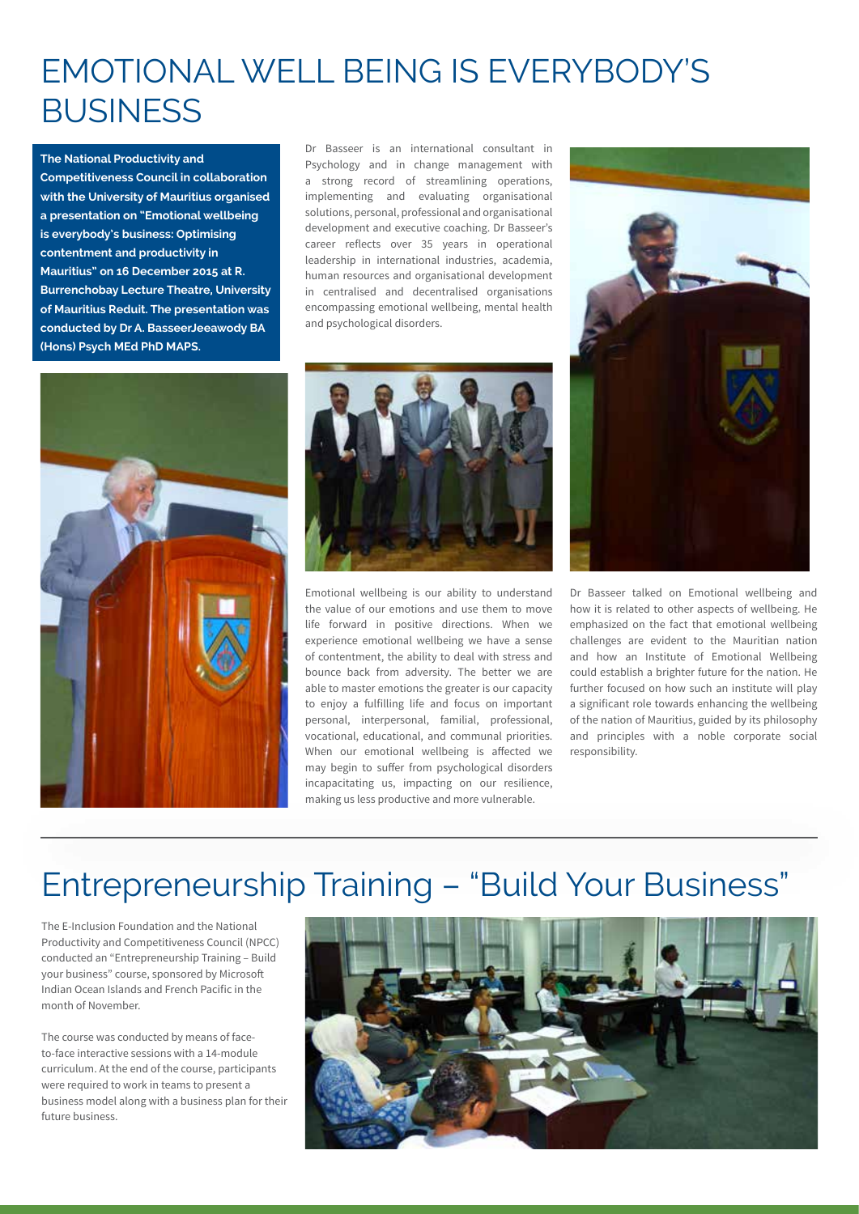# EMOTIONAL WELL BEING IS EVERYBODY'S BUSINESS

**The National Productivity and Competitiveness Council in collaboration with the University of Mauritius organised a presentation on "Emotional wellbeing is everybody's business: Optimising contentment and productivity in Mauritius" on 16 December 2015 at R. Burrenchobay Lecture Theatre, University of Mauritius Reduit. The presentation was conducted by Dr A. BasseerJeeawody BA (Hons) Psych MEd PhD MAPS.**

Dr Basseer is an international consultant in Psychology and in change management with a strong record of streamlining operations, implementing and evaluating organisational solutions, personal, professional and organisational development and executive coaching. Dr Basseer's career reflects over 35 years in operational leadership in international industries, academia, human resources and organisational development in centralised and decentralised organisations encompassing emotional wellbeing, mental health and psychological disorders.

Emotional wellbeing is our ability to understand the value of our emotions and use them to move life forward in positive directions. When we experience emotional wellbeing we have a sense of contentment, the ability to deal with stress and bounce back from adversity. The better we are able to master emotions the greater is our capacity to enjoy a fulfilling life and focus on important personal, interpersonal, familial, professional, vocational, educational, and communal priorities. When our emotional wellbeing is affected we may begin to suffer from psychological disorders incapacitating us, impacting on our resilience, making us less productive and more vulnerable.

Dr Basseer talked on Emotional wellbeing and how it is related to other aspects of wellbeing. He emphasized on the fact that emotional wellbeing challenges are evident to the Mauritian nation and how an Institute of Emotional Wellbeing could establish a brighter future for the nation. He further focused on how such an institute will play a significant role towards enhancing the wellbeing of the nation of Mauritius, guided by its philosophy and principles with a noble corporate social responsibility.

# Entrepreneurship Training – "Build Your Business"

The E-Inclusion Foundation and the National Productivity and Competitiveness Council (NPCC) conducted an "Entrepreneurship Training – Build your business" course, sponsored by Microsoft Indian Ocean Islands and French Pacific in the month of November.

The course was conducted by means of face-to-face interactive sessions with a 14-module curriculum. At the end of the course, participants were required to work in teams to present a business model along with a business plan for their future business.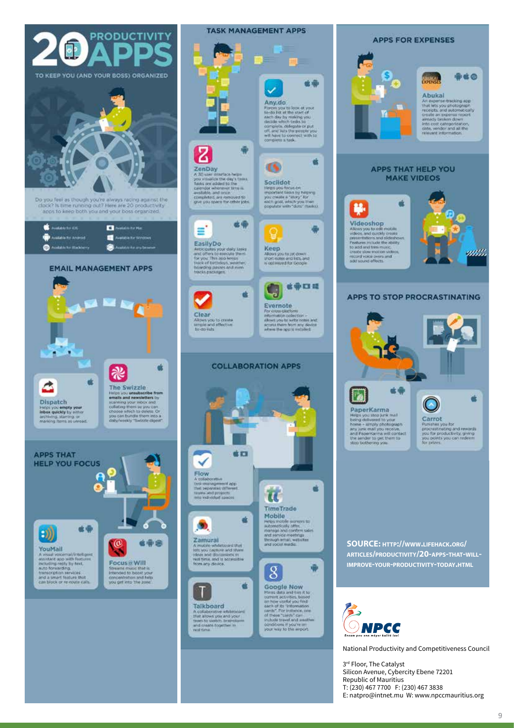# 20 PRODUCTIVITY APPS

TO KEEP YOU (AND YOUR BOSS) ORGANIZED

Do you feel as though you're always racing against the clock? Is time running out? Here are 20 productivity apps to keep both you and your boss organized.

- Available for iOS
- Available for Mac
- Available for Android
- Available for Windows
- Available for Blackberry
- Available for any browser

## EMAIL MANAGEMENT APPS

**Dispatch**
Helps you **empty your inbox quickly** by either archiving, starring, or marking items as unread.

**The Swizzle**
Helps you **unsubscribe from emails and newsletters** by scanning your inbox and collating them so you can choose which to delete. Or you can bundle them into a daily/weekly "Swizzle digest".

## APPS THAT HELP YOU FOCUS

**YouMail**
A visual voicemail/intelligent assistant app with features including reply by text, auto forwarding, transcription services and a smart feature that can block or re-route calls.

**Focus@Will**
Streams music that is intended to boost your concentration and help you get into 'the zone'.

## TASK MANAGEMENT APPS

**Any.do**
Forces you to look at your to-do list at the start of each day by making you decide which tasks to complete, delegate or put off, and lists the people you will have to connect with to complete a task.

**ZenDay**
A 3D user interface helps you visualize the day's tasks. Tasks are added to the calendar whenever time is available, and once completed, are removed to give you space for other jobs.

**Socilidot**
Helps you focus on important tasks by helping you create a "story" for each goal, which you then populate with "dots" (tasks).

**EasilyDo**
Anticipates your daily tasks and offers to execute them for you. This app keeps track of birthdays, weather, boarding passes and even tracks packages.

**Keep**
Allows you to jot down short notes and lists, and is optimized for Google.

**Clear**
Allows you to create simple and effective to-do lists.

**Evernote**
For cross-platform information collection – allows you to write notes and access them from any device where the app is installed.

## COLLABORATION APPS

**Flow**
A collaborative task-management app that separates different teams and projects into individual spaces.

**TimeTrade Mobile**
Helps mobile workers to automatically offer, manage and confirm sales and service meetings through email, websites and social media.

**Zamural**
A mobile whiteboard that lets you capture and share ideas and discussions in real time, and is accessible from any device.

**Talkboard**
A collaborative whiteboard that allows you and your team to sketch, brainstorm and create together in real time.

**Google Now**
Mines data and ties it to current activities, based on how useful you find each of its "information cards". For instance, one of these "cards" can include travel and weather conditions if you're on your way to the airport.

## APPS FOR EXPENSES

**Abukai**
An expense-tracking app that lets you photograph receipts, and automatically create an expense report already broken down into cost categorization, date, vendor and all the relevant information.

## APPS THAT HELP YOU MAKE VIDEOS

**Videoshop**
Allows you to edit mobile videos, and quickly create presentations and slideshows. Features include the ability to add and trim music, create slow motion videos, record voice overs and add sound effects.

## APPS TO STOP PROCRASTINATING

**PaperKarma**
Helps you stop junk mail being delivered to your home – simply photograph any junk mail you receive, and PaperKarma will contact the sender to get them to stop bothering you.

**Carrot**
Punishes you for procrastinating and rewards you for productivity, giving you points you can redeem for prizes.

**SOURCE:** HTTP://WWW.LIFEHACK.ORG/ARTICLES/PRODUCTIVITY/20-APPS-THAT-WILL-IMPROVE-YOUR-PRODUCTIVITY-TODAY.HTML

NPCC
Ensam pou enn méyer kalité lavi

National Productivity and Competitiveness Council

3rd Floor, The Catalyst
Silicon Avenue, Cybercity Ebene 72201
Republic of Mauritius
T: (230) 467 7700 F: (230) 467 3838
E: natpro@intnet.mu W: www.npccmauritius.org